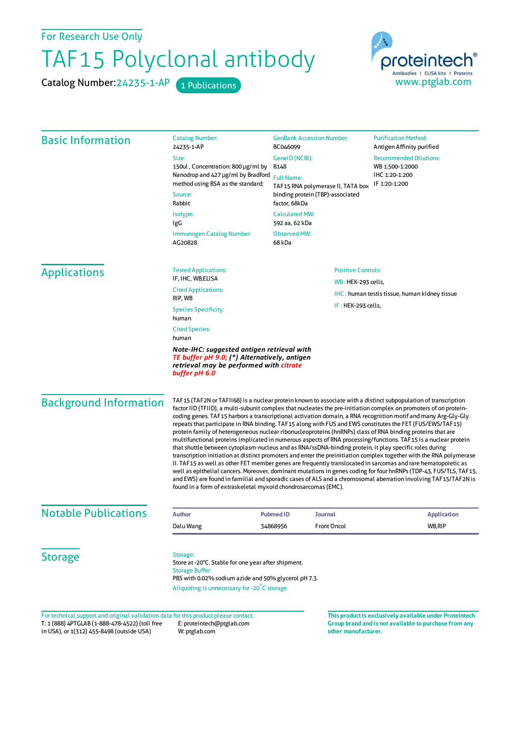For Research Use Only

# TAF15 Polyclonal antibody

Catalog Number: 24235-1-AP    1 Publications

proteintech® Antibodies | ELISA kits | Proteins
www.ptglab.com

## Basic Information

**Catalog Number:**
24235-1-AP

**Size:**
150ul , Concentration: 800 μg/ml by Nanodrop and 427 μg/ml by Bradford method using BSA as the standard;

**Source:**
Rabbit

**Isotype:**
IgG

**Immunogen Catalog Number:**
AG20828

**GenBank Accession Number:**
BC046099

**GeneID (NCBI):**
8148

**Full Name:**
TAF15 RNA polymerase II, TATA box binding protein (TBP)-associated factor, 68kDa

**Calculated MW:**
592 aa, 62 kDa

**Observed MW:**
68 kDa

**Purification Method:**
Antigen Affinity purified

**Recommended Dilutions:**
WB 1:500-1:2000
IHC 1:20-1:200
IF 1:20-1:200

## Applications

**Tested Applications:**
IF, IHC, WB,ELISA

**Cited Applications:**
RIP, WB

**Species Specificity:**
human

**Cited Species:**
human

***Note-IHC: suggested antigen retrieval with TE buffer pH 9.0; (\*) Alternatively, antigen retrieval may be performed with citrate buffer pH 6.0***

**Positive Controls:**

WB : HEK-293 cells,

IHC : human testis tissue, human kidney tissue

IF : HEK-293 cells,

## Background Information

TAF15 (TAF2N or TAFII68) is a nuclear protein known to associate with a distinct subpopulation of transcription factor IID (TFIID), a multi-subunit complex that nucleates the pre-initiation complex on promoters of on protein-coding genes. TAF15 harbors a transcriptional activation domain, a RNA recognition motif and many Arg-Gly-Gly repeats that participate in RNA binding. TAF15 along with FUS and EWS constitutes the FET (FUS/EWS/TAF15) protein family of heterogeneous nuclear ribonucleoproteins (hnRNPs) class of RNA binding proteins that are multifunctional proteins implicated in numerous aspects of RNA processing/functions. TAF15 is a nuclear protein that shuttle between cytoplasm-nucleus and as RNA/ssDNA-binding protein, it play specific roles during transcription initiation at distinct promoters and enter the preinitiation complex together with the RNA polymerase II. TAF15 as well as other FET member genes are frequently translocated in sarcomas and rare hematopoietic as well as epithelial cancers. Moreover, dominant mutations in genes coding for four hnRNPs (TDP-43, FUS/TLS, TAF15, and EWS) are found in familial and sporadic cases of ALS and a chromosomal aberration involving TAF15/TAF2N is found in a form of extraskeletal myxoid chondrosarcomas (EMC).

## Notable Publications

| Author | Pubmed ID | Journal | Application |
| --- | --- | --- | --- |
| Dalu Wang | 34868956 | Front Oncol | WB,RIP |

## Storage

**Storage:**
Store at -20°C. Stable for one year after shipment.

**Storage Buffer:**
PBS with 0.02% sodium azide and 50% glycerol pH 7.3.

Aliquoting is unnecessary for -20°C storage

For technical support and original validation data for this product please contact:
T: 1 (888) 4PTGLAB (1-888-478-4522) (toll free in USA), or 1(312) 455-8498 (outside USA)
E: proteintech@ptglab.com
W: ptglab.com

**This product is exclusively available under Proteintech Group brand and is not available to purchase from any other manufacturer.**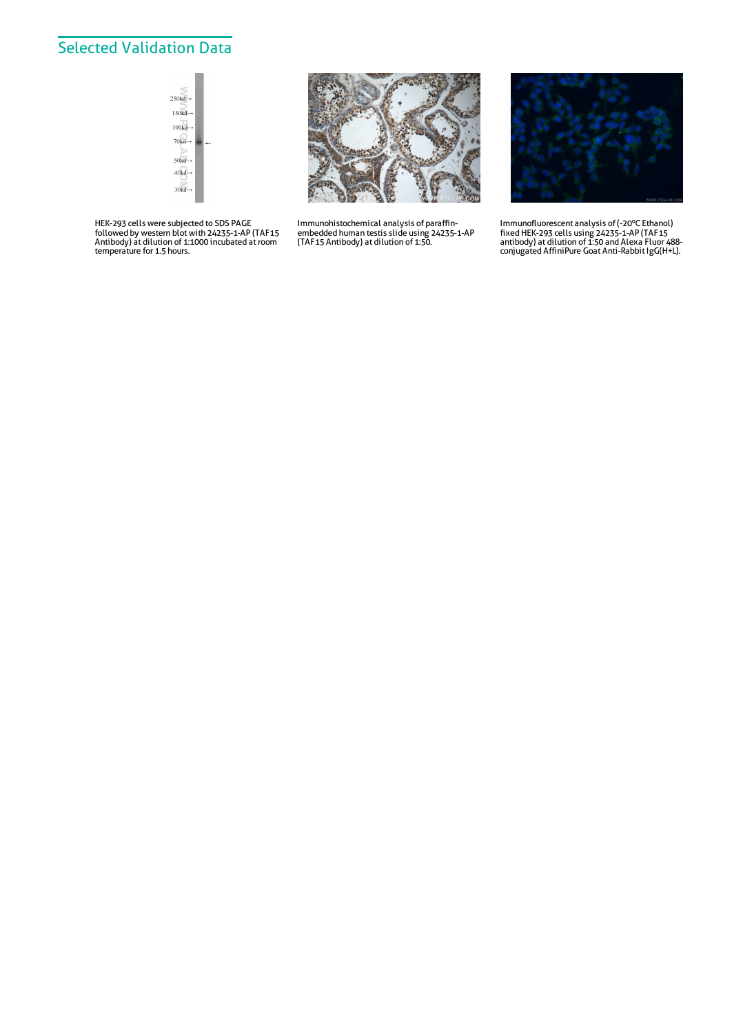## Selected Validation Data

250kd→
150kd→
100kd→
70kd→
50kd→
40kd→
30kd→

HEK-293 cells were subjected to SDS PAGE followed by western blot with 24235-1-AP (TAF15 Antibody) at dilution of 1:1000 incubated at room temperature for 1.5 hours.

Immunohistochemical analysis of paraffin-embedded human testis slide using 24235-1-AP (TAF15 Antibody) at dilution of 1:50.

Immunofluorescent analysis of (-20°C Ethanol) fixed HEK-293 cells using 24235-1-AP (TAF15 antibody) at dilution of 1:50 and Alexa Fluor 488-conjugated AffiniPure Goat Anti-Rabbit IgG(H+L).